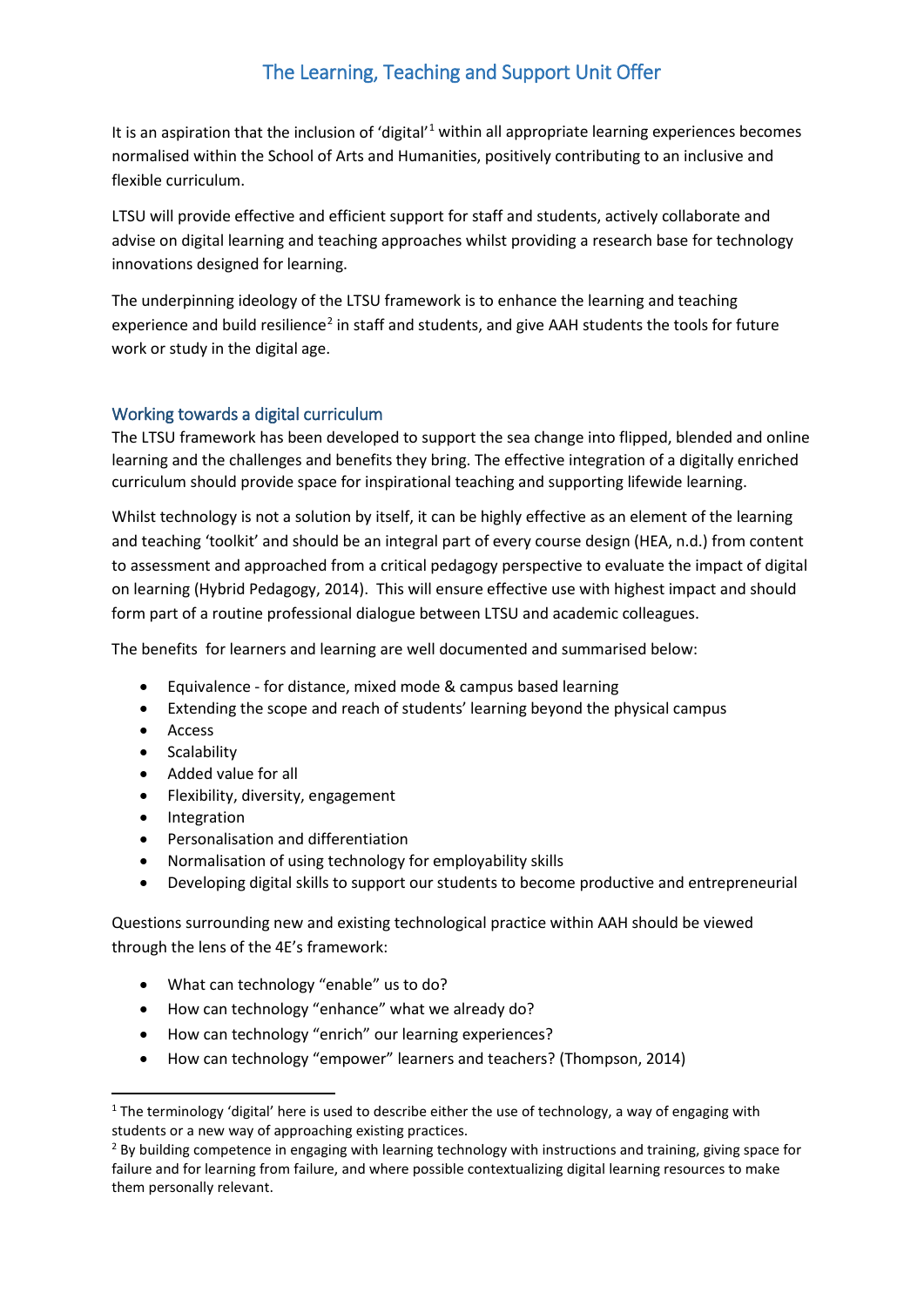# The Learning, Teaching and Support Unit Offer

It is an aspiration that the inclusion of 'digital'[1] within all appropriate learning experiences becomes normalised within the School of Arts and Humanities, positively contributing to an inclusive and flexible curriculum.

LTSU will provide effective and efficient support for staff and students, actively collaborate and advise on digital learning and teaching approaches whilst providing a research base for technology innovations designed for learning.

The underpinning ideology of the LTSU framework is to enhance the learning and teaching experience and build resilience[2] in staff and students, and give AAH students the tools for future work or study in the digital age.

## Working towards a digital curriculum

The LTSU framework has been developed to support the sea change into flipped, blended and online learning and the challenges and benefits they bring. The effective integration of a digitally enriched curriculum should provide space for inspirational teaching and supporting lifewide learning.

Whilst technology is not a solution by itself, it can be highly effective as an element of the learning and teaching 'toolkit' and should be an integral part of every course design (HEA, n.d.) from content to assessment and approached from a critical pedagogy perspective to evaluate the impact of digital on learning (Hybrid Pedagogy, 2014). This will ensure effective use with highest impact and should form part of a routine professional dialogue between LTSU and academic colleagues.

The benefits for learners and learning are well documented and summarised below:

- Equivalence - for distance, mixed mode & campus based learning
- Extending the scope and reach of students' learning beyond the physical campus
- Access
- Scalability
- Added value for all
- Flexibility, diversity, engagement
- Integration
- Personalisation and differentiation
- Normalisation of using technology for employability skills
- Developing digital skills to support our students to become productive and entrepreneurial

Questions surrounding new and existing technological practice within AAH should be viewed through the lens of the 4E's framework:

- What can technology "enable" us to do?
- How can technology "enhance" what we already do?
- How can technology "enrich" our learning experiences?
- How can technology "empower" learners and teachers? (Thompson, 2014)

---

[1] The terminology 'digital' here is used to describe either the use of technology, a way of engaging with students or a new way of approaching existing practices.

[2] By building competence in engaging with learning technology with instructions and training, giving space for failure and for learning from failure, and where possible contextualizing digital learning resources to make them personally relevant.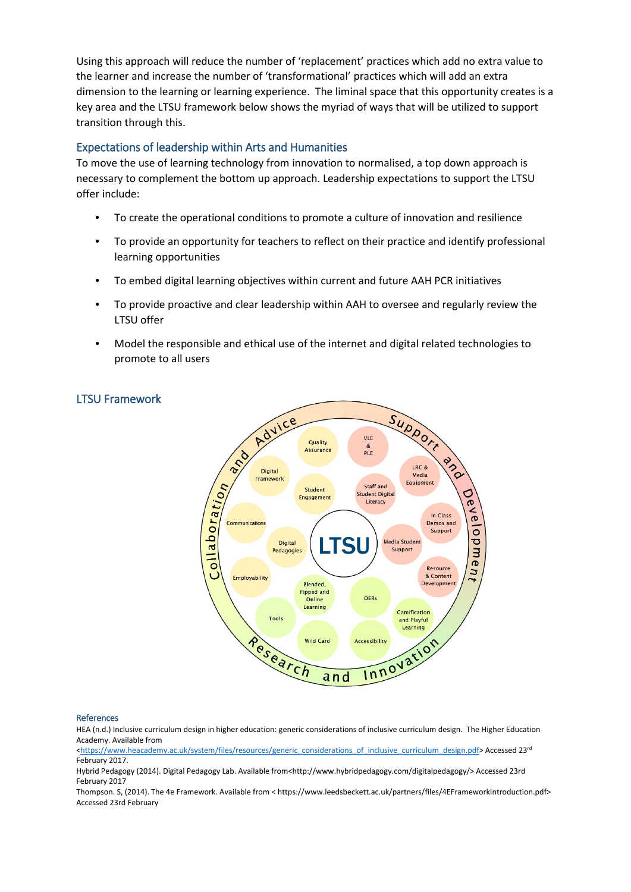Using this approach will reduce the number of 'replacement' practices which add no extra value to the learner and increase the number of 'transformational' practices which will add an extra dimension to the learning or learning experience. The liminal space that this opportunity creates is a key area and the LTSU framework below shows the myriad of ways that will be utilized to support transition through this.

## Expectations of leadership within Arts and Humanities

To move the use of learning technology from innovation to normalised, a top down approach is necessary to complement the bottom up approach. Leadership expectations to support the LTSU offer include:

- To create the operational conditions to promote a culture of innovation and resilience
- To provide an opportunity for teachers to reflect on their practice and identify professional learning opportunities
- To embed digital learning objectives within current and future AAH PCR initiatives
- To provide proactive and clear leadership within AAH to oversee and regularly review the LTSU offer
- Model the responsible and ethical use of the internet and digital related technologies to promote to all users

## LTSU Framework

Collaboration and Advice
Support and Development
Research and Innovation

LTSU

Quality Assurance
VLE & PLE
Digital Framework
LRC & Media Equipment
Student Engagement
Staff and Student Digital Literacy
Communications
In Class Demos and Support
Digital Pedagogies
Media Student Support
Employability
Resource & Content Development
Blended, Flipped and Online Learning
OERs
Tools
Gamification and Playful Learning
Wild Card
Accessibility

### References

HEA (n.d.) Inclusive curriculum design in higher education: generic considerations of inclusive curriculum design. The Higher Education Academy. Available from <https://www.heacademy.ac.uk/system/files/resources/generic_considerations_of_inclusive_curriculum_design.pdf> Accessed 23rd February 2017.

Hybrid Pedagogy (2014). Digital Pedagogy Lab. Available from<http://www.hybridpedagogy.com/digitalpedagogy/> Accessed 23rd February 2017

Thompson. S, (2014). The 4e Framework. Available from < https://www.leedsbeckett.ac.uk/partners/files/4EFrameworkIntroduction.pdf> Accessed 23rd February